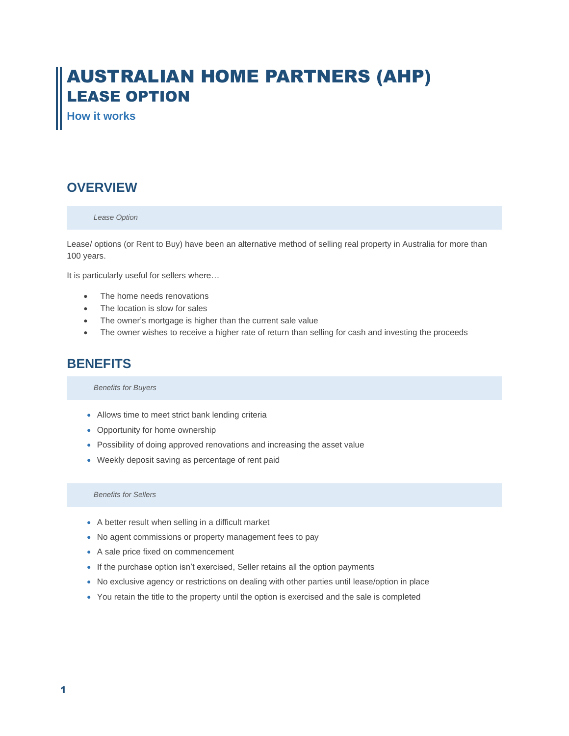# AUSTRALIAN HOME PARTNERS (AHP) LEASE OPTION

### How it works

## OVERVIEW

*Lease Option*

Lease/ options (or Rent to Buy) have been an alternative method of selling real property in Australia for more than 100 years.

It is particularly useful for sellers where…

- The home needs renovations
- The location is slow for sales
- The owner's mortgage is higher than the current sale value
- The owner wishes to receive a higher rate of return than selling for cash and investing the proceeds

## BENEFITS

*Benefits for Buyers*

- Allows time to meet strict bank lending criteria
- Opportunity for home ownership
- Possibility of doing approved renovations and increasing the asset value
- Weekly deposit saving as percentage of rent paid

*Benefits for Sellers*

- A better result when selling in a difficult market
- No agent commissions or property management fees to pay
- A sale price fixed on commencement
- If the purchase option isn't exercised, Seller retains all the option payments
- No exclusive agency or restrictions on dealing with other parties until lease/option in place
- You retain the title to the property until the option is exercised and the sale is completed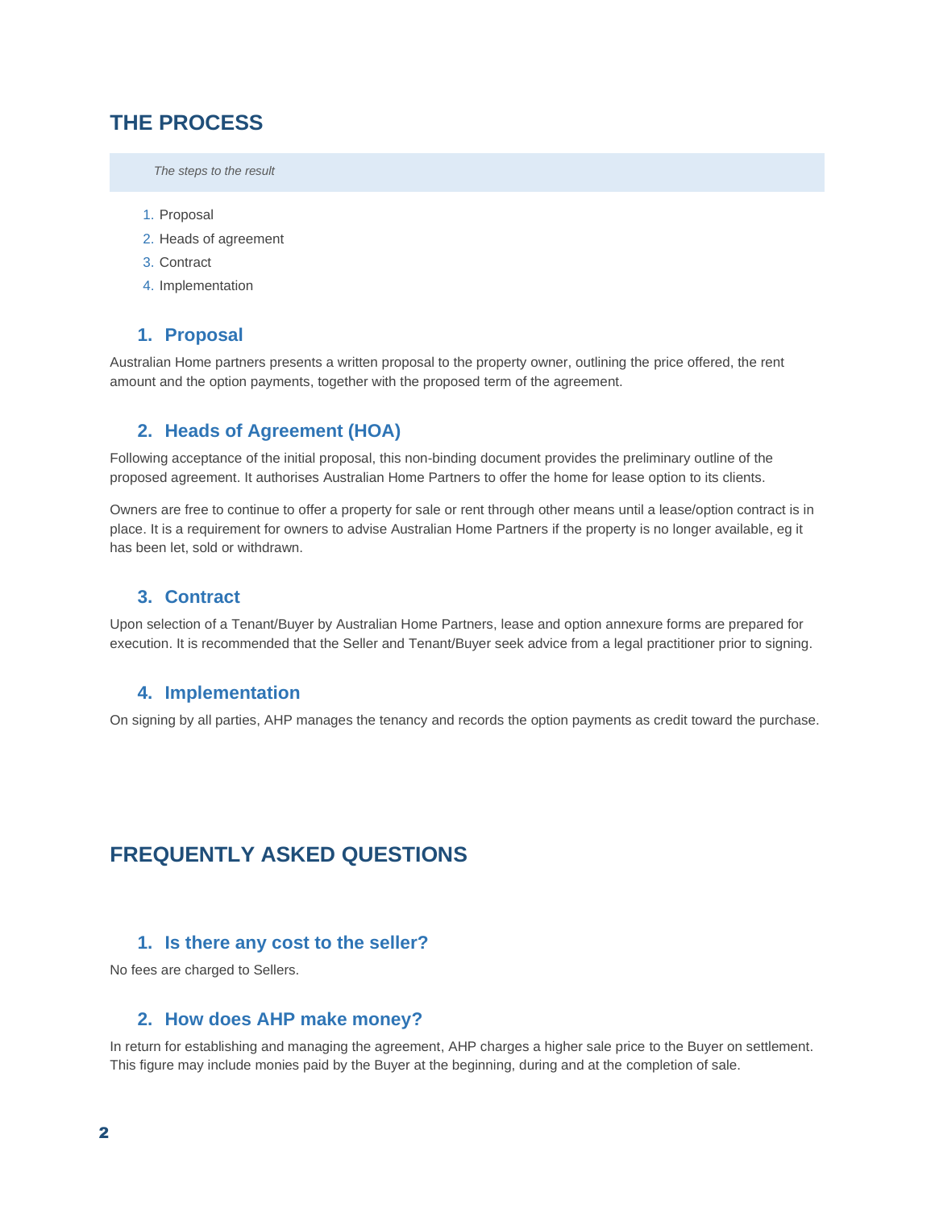# THE PROCESS

*The steps to the result*

1. Proposal
2. Heads of agreement
3. Contract
4. Implementation

## 1. Proposal

Australian Home partners presents a written proposal to the property owner, outlining the price offered, the rent amount and the option payments, together with the proposed term of the agreement.

## 2. Heads of Agreement (HOA)

Following acceptance of the initial proposal, this non-binding document provides the preliminary outline of the proposed agreement. It authorises Australian Home Partners to offer the home for lease option to its clients.

Owners are free to continue to offer a property for sale or rent through other means until a lease/option contract is in place. It is a requirement for owners to advise Australian Home Partners if the property is no longer available, eg it has been let, sold or withdrawn.

## 3. Contract

Upon selection of a Tenant/Buyer by Australian Home Partners, lease and option annexure forms are prepared for execution. It is recommended that the Seller and Tenant/Buyer seek advice from a legal practitioner prior to signing.

## 4. Implementation

On signing by all parties, AHP manages the tenancy and records the option payments as credit toward the purchase.

# FREQUENTLY ASKED QUESTIONS

## 1. Is there any cost to the seller?

No fees are charged to Sellers.

## 2. How does AHP make money?

In return for establishing and managing the agreement, AHP charges a higher sale price to the Buyer on settlement. This figure may include monies paid by the Buyer at the beginning, during and at the completion of sale.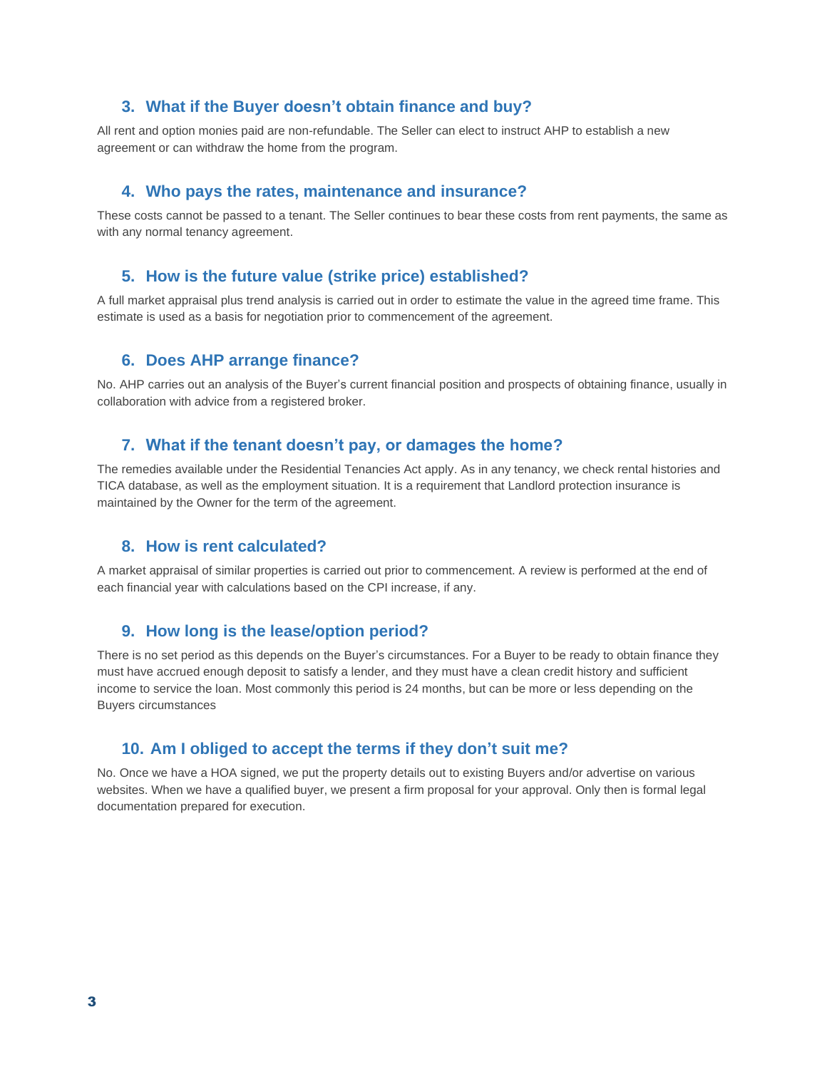### 3. What if the Buyer doesn't obtain finance and buy?

All rent and option monies paid are non-refundable. The Seller can elect to instruct AHP to establish a new agreement or can withdraw the home from the program.

### 4. Who pays the rates, maintenance and insurance?

These costs cannot be passed to a tenant. The Seller continues to bear these costs from rent payments, the same as with any normal tenancy agreement.

### 5. How is the future value (strike price) established?

A full market appraisal plus trend analysis is carried out in order to estimate the value in the agreed time frame. This estimate is used as a basis for negotiation prior to commencement of the agreement.

### 6. Does AHP arrange finance?

No. AHP carries out an analysis of the Buyer's current financial position and prospects of obtaining finance, usually in collaboration with advice from a registered broker.

### 7. What if the tenant doesn't pay, or damages the home?

The remedies available under the Residential Tenancies Act apply. As in any tenancy, we check rental histories and TICA database, as well as the employment situation. It is a requirement that Landlord protection insurance is maintained by the Owner for the term of the agreement.

### 8. How is rent calculated?

A market appraisal of similar properties is carried out prior to commencement. A review is performed at the end of each financial year with calculations based on the CPI increase, if any.

### 9. How long is the lease/option period?

There is no set period as this depends on the Buyer's circumstances. For a Buyer to be ready to obtain finance they must have accrued enough deposit to satisfy a lender, and they must have a clean credit history and sufficient income to service the loan. Most commonly this period is 24 months, but can be more or less depending on the Buyers circumstances

### 10. Am I obliged to accept the terms if they don't suit me?

No. Once we have a HOA signed, we put the property details out to existing Buyers and/or advertise on various websites. When we have a qualified buyer, we present a firm proposal for your approval. Only then is formal legal documentation prepared for execution.